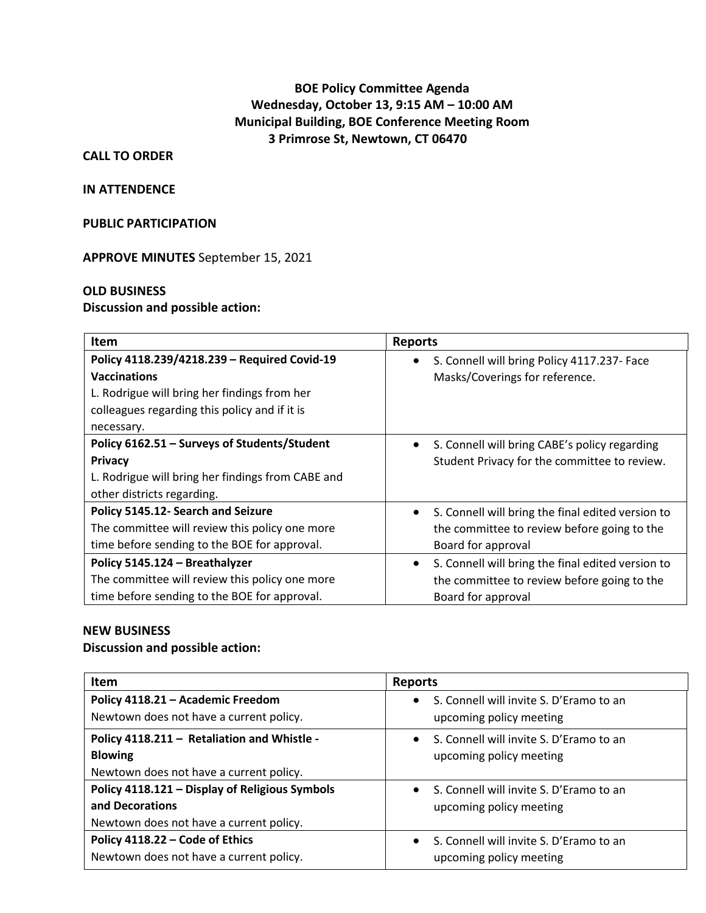# BOE Policy Committee Agenda
## Wednesday, October 13, 9:15 AM – 10:00 AM
## Municipal Building, BOE Conference Meeting Room
## 3 Primrose St, Newtown, CT 06470

**CALL TO ORDER**

**IN ATTENDENCE**

**PUBLIC PARTICIPATION**

**APPROVE MINUTES** September 15, 2021

**OLD BUSINESS**
**Discussion and possible action:**

| Item | Reports |
|---|---|
| **Policy 4118.239/4218.239 – Required Covid-19 Vaccinations** L. Rodrigue will bring her findings from her colleagues regarding this policy and if it is necessary. | • S. Connell will bring Policy 4117.237- Face Masks/Coverings for reference. |
| **Policy 6162.51 – Surveys of Students/Student Privacy** L. Rodrigue will bring her findings from CABE and other districts regarding. | • S. Connell will bring CABE's policy regarding Student Privacy for the committee to review. |
| **Policy 5145.12- Search and Seizure** The committee will review this policy one more time before sending to the BOE for approval. | • S. Connell will bring the final edited version to the committee to review before going to the Board for approval |
| **Policy 5145.124 – Breathalyzer** The committee will review this policy one more time before sending to the BOE for approval. | • S. Connell will bring the final edited version to the committee to review before going to the Board for approval |

**NEW BUSINESS**
**Discussion and possible action:**

| Item | Reports |
|---|---|
| **Policy 4118.21 – Academic Freedom** Newtown does not have a current policy. | • S. Connell will invite S. D'Eramo to an upcoming policy meeting |
| **Policy 4118.211 – Retaliation and Whistle - Blowing** Newtown does not have a current policy. | • S. Connell will invite S. D'Eramo to an upcoming policy meeting |
| **Policy 4118.121 – Display of Religious Symbols and Decorations** Newtown does not have a current policy. | • S. Connell will invite S. D'Eramo to an upcoming policy meeting |
| **Policy 4118.22 – Code of Ethics** Newtown does not have a current policy. | • S. Connell will invite S. D'Eramo to an upcoming policy meeting |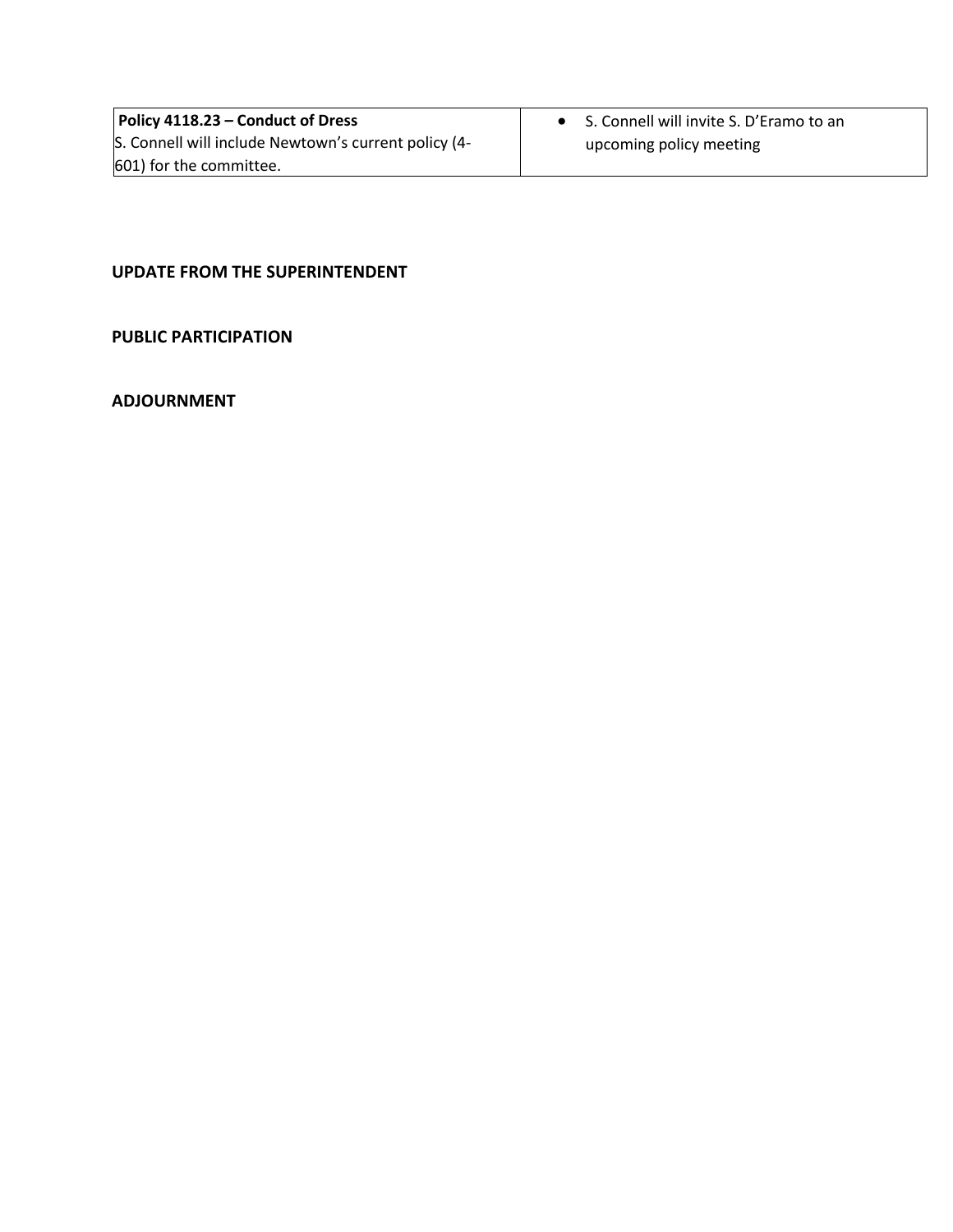| | |
|---|---|
| **Policy 4118.23 – Conduct of Dress**<br>S. Connell will include Newtown's current policy (4-601) for the committee. | • S. Connell will invite S. D'Eramo to an upcoming policy meeting |

**UPDATE FROM THE SUPERINTENDENT**

**PUBLIC PARTICIPATION**

**ADJOURNMENT**